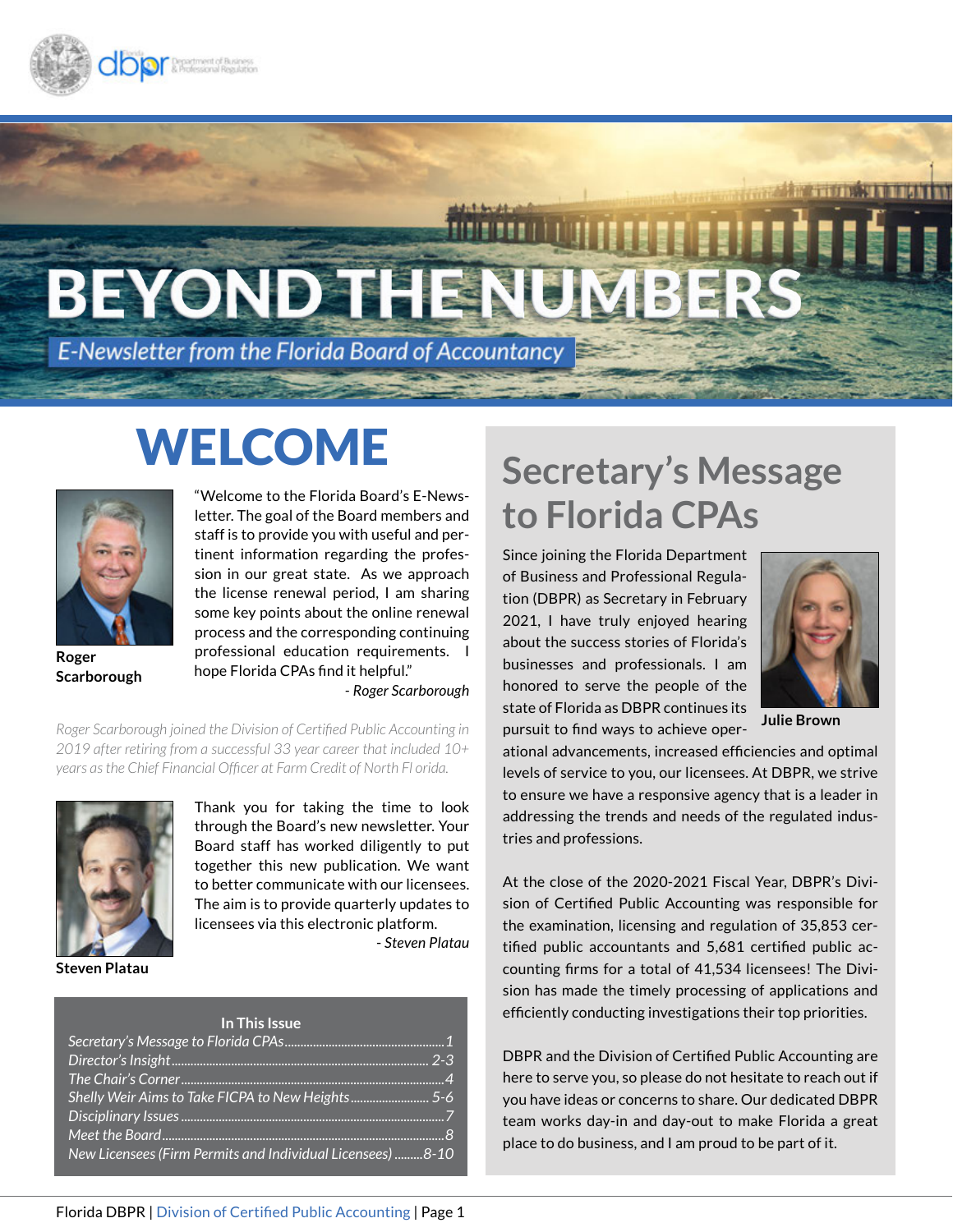# BEYOND THE NUMBERS

E-Newsletter from the Florida Board of Accountancy

## WELCOME

"Welcome to the Florida Board's E-Newsletter. The goal of the Board members and staff is to provide you with useful and pertinent information regarding the profession in our great state. As we approach the license renewal period, I am sharing some key points about the online renewal process and the corresponding continuing professional education requirements. I hope Florida CPAs find it helpful."

*- Roger Scarborough*

**Roger Scarborough**

*Roger Scarborough joined the Division of Certified Public Accounting in 2019 after retiring from a successful 33 year career that included 10+ years as the Chief Financial Officer at Farm Credit of North Fl orida.*

Thank you for taking the time to look through the Board's new newsletter. Your Board staff has worked diligently to put together this new publication. We want to better communicate with our licensees. The aim is to provide quarterly updates to licensees via this electronic platform.

*- Steven Platau*

**Steven Platau**

**In This Issue**

- *Secretary's Message to Florida CPAs* ........ 1
- *Director's Insight* ........ 2-3
- *The Chair's Corner* ........ 4
- *Shelly Weir Aims to Take FICPA to New Heights* ........ 5-6
- *Disciplinary Issues* ........ 7
- *Meet the Board* ........ 8
- *New Licensees (Firm Permits and Individual Licensees)* ........ 8-10

## Secretary's Message to Florida CPAs

Since joining the Florida Department of Business and Professional Regulation (DBPR) as Secretary in February 2021, I have truly enjoyed hearing about the success stories of Florida's businesses and professionals. I am honored to serve the people of the state of Florida as DBPR continues its pursuit to find ways to achieve operational advancements, increased efficiencies and optimal levels of service to you, our licensees. At DBPR, we strive to ensure we have a responsive agency that is a leader in addressing the trends and needs of the regulated industries and professions.

**Julie Brown**

At the close of the 2020-2021 Fiscal Year, DBPR's Division of Certified Public Accounting was responsible for the examination, licensing and regulation of 35,853 certified public accountants and 5,681 certified public accounting firms for a total of 41,534 licensees! The Division has made the timely processing of applications and efficiently conducting investigations their top priorities.

DBPR and the Division of Certified Public Accounting are here to serve you, so please do not hesitate to reach out if you have ideas or concerns to share. Our dedicated DBPR team works day-in and day-out to make Florida a great place to do business, and I am proud to be part of it.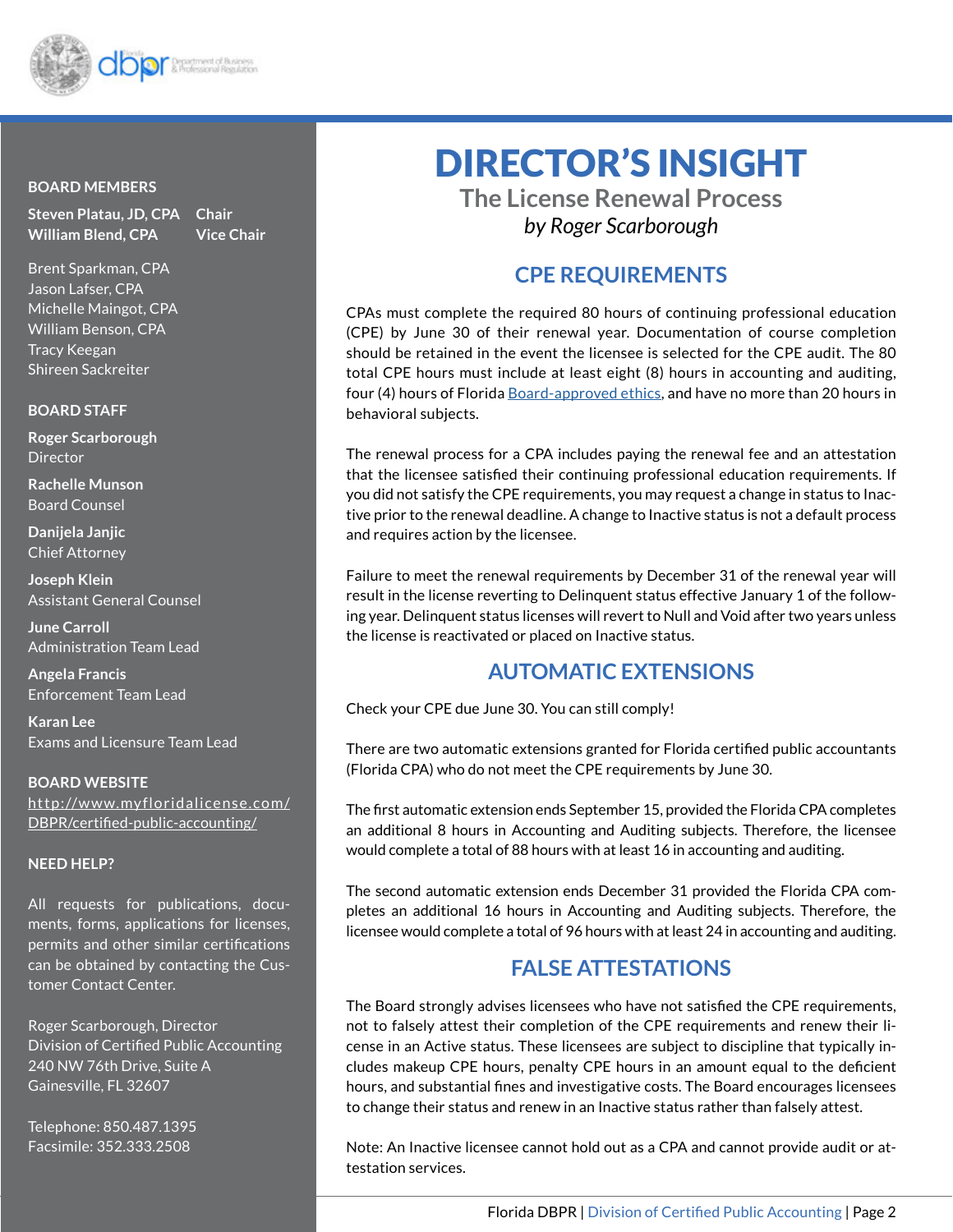# DIRECTOR'S INSIGHT

## The License Renewal Process

*by Roger Scarborough*

### CPE REQUIREMENTS

CPAs must complete the required 80 hours of continuing professional education (CPE) by June 30 of their renewal year. Documentation of course completion should be retained in the event the licensee is selected for the CPE audit. The 80 total CPE hours must include at least eight (8) hours in accounting and auditing, four (4) hours of Florida Board-approved ethics, and have no more than 20 hours in behavioral subjects.

The renewal process for a CPA includes paying the renewal fee and an attestation that the licensee satisfied their continuing professional education requirements. If you did not satisfy the CPE requirements, you may request a change in status to Inactive prior to the renewal deadline. A change to Inactive status is not a default process and requires action by the licensee.

Failure to meet the renewal requirements by December 31 of the renewal year will result in the license reverting to Delinquent status effective January 1 of the following year. Delinquent status licenses will revert to Null and Void after two years unless the license is reactivated or placed on Inactive status.

### AUTOMATIC EXTENSIONS

Check your CPE due June 30. You can still comply!

There are two automatic extensions granted for Florida certified public accountants (Florida CPA) who do not meet the CPE requirements by June 30.

The first automatic extension ends September 15, provided the Florida CPA completes an additional 8 hours in Accounting and Auditing subjects. Therefore, the licensee would complete a total of 88 hours with at least 16 in accounting and auditing.

The second automatic extension ends December 31 provided the Florida CPA completes an additional 16 hours in Accounting and Auditing subjects. Therefore, the licensee would complete a total of 96 hours with at least 24 in accounting and auditing.

### FALSE ATTESTATIONS

The Board strongly advises licensees who have not satisfied the CPE requirements, not to falsely attest their completion of the CPE requirements and renew their license in an Active status. These licensees are subject to discipline that typically includes makeup CPE hours, penalty CPE hours in an amount equal to the deficient hours, and substantial fines and investigative costs. The Board encourages licensees to change their status and renew in an Inactive status rather than falsely attest.

Note: An Inactive licensee cannot hold out as a CPA and cannot provide audit or attestation services.

---

**BOARD MEMBERS**

**Steven Platau, JD, CPA** — Chair
**William Blend, CPA** — Vice Chair

Brent Sparkman, CPA
Jason Lafser, CPA
Michelle Maingot, CPA
William Benson, CPA
Tracy Keegan
Shireen Sackreiter

**BOARD STAFF**

**Roger Scarborough**
Director

**Rachelle Munson**
Board Counsel

**Danijela Janjic**
Chief Attorney

**Joseph Klein**
Assistant General Counsel

**June Carroll**
Administration Team Lead

**Angela Francis**
Enforcement Team Lead

**Karan Lee**
Exams and Licensure Team Lead

**BOARD WEBSITE**

http://www.myfloridalicense.com/DBPR/certified-public-accounting/

**NEED HELP?**

All requests for publications, documents, forms, applications for licenses, permits and other similar certifications can be obtained by contacting the Customer Contact Center.

Roger Scarborough, Director
Division of Certified Public Accounting
240 NW 76th Drive, Suite A
Gainesville, FL 32607

Telephone: 850.487.1395
Facsimile: 352.333.2508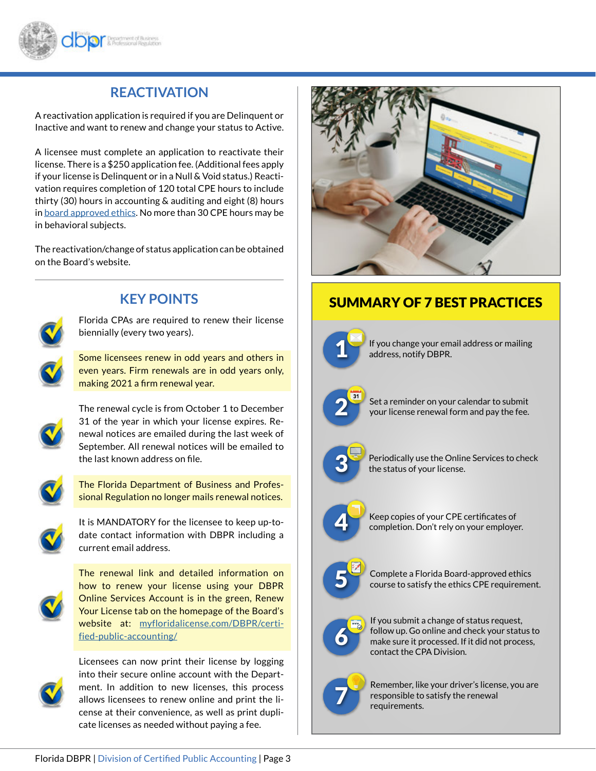## REACTIVATION

A reactivation application is required if you are Delinquent or Inactive and want to renew and change your status to Active.

A licensee must complete an application to reactivate their license. There is a $250 application fee. (Additional fees apply if your license is Delinquent or in a Null & Void status.) Reactivation requires completion of 120 total CPE hours to include thirty (30) hours in accounting & auditing and eight (8) hours in board approved ethics. No more than 30 CPE hours may be in behavioral subjects.

The reactivation/change of status application can be obtained on the Board's website.

## KEY POINTS

- Florida CPAs are required to renew their license biennially (every two years).
- Some licensees renew in odd years and others in even years. Firm renewals are in odd years only, making 2021 a firm renewal year.
- The renewal cycle is from October 1 to December 31 of the year in which your license expires. Renewal notices are emailed during the last week of September. All renewal notices will be emailed to the last known address on file.
- The Florida Department of Business and Professional Regulation no longer mails renewal notices.
- It is MANDATORY for the licensee to keep up-to-date contact information with DBPR including a current email address.
- The renewal link and detailed information on how to renew your license using your DBPR Online Services Account is in the green, Renew Your License tab on the homepage of the Board's website at: myfloridalicense.com/DBPR/certified-public-accounting/
- Licensees can now print their license by logging into their secure online account with the Department. In addition to new licenses, this process allows licensees to renew online and print the license at their convenience, as well as print duplicate licenses as needed without paying a fee.

## SUMMARY OF 7 BEST PRACTICES

1. If you change your email address or mailing address, notify DBPR.
2. Set a reminder on your calendar to submit your license renewal form and pay the fee.
3. Periodically use the Online Services to check the status of your license.
4. Keep copies of your CPE certificates of completion. Don't rely on your employer.
5. Complete a Florida Board-approved ethics course to satisfy the ethics CPE requirement.
6. If you submit a change of status request, follow up. Go online and check your status to make sure it processed. If it did not process, contact the CPA Division.
7. Remember, like your driver's license, you are responsible to satisfy the renewal requirements.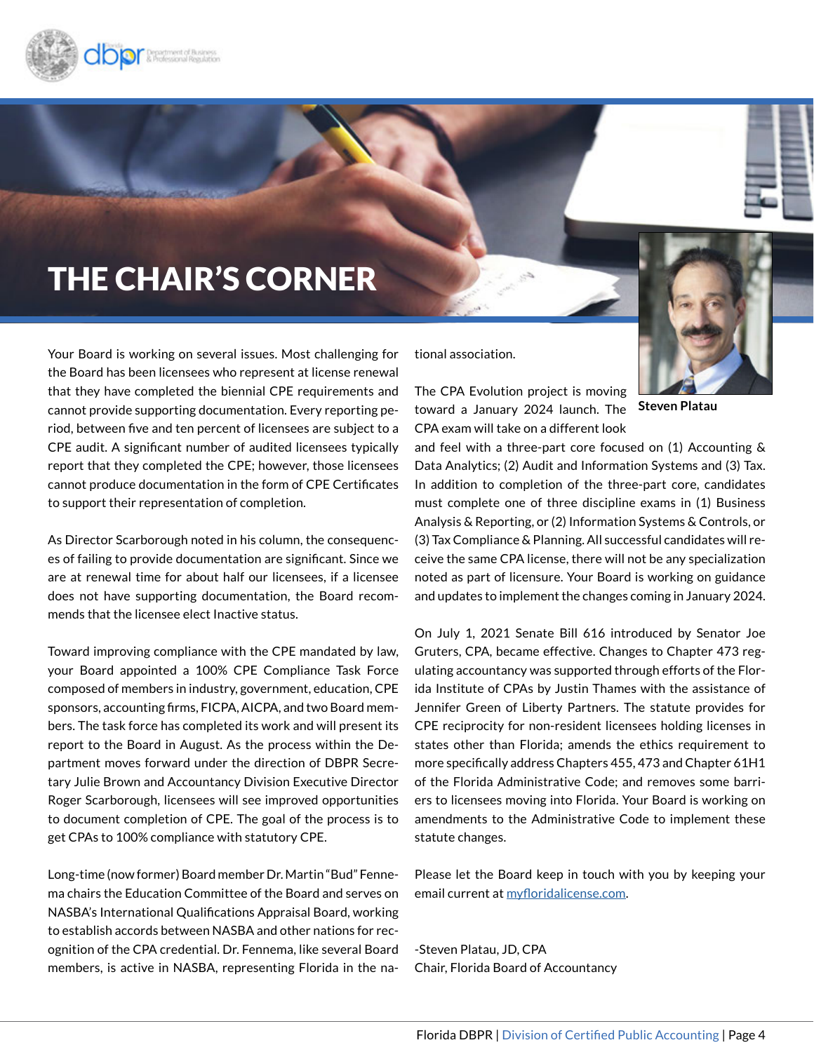# THE CHAIR'S CORNER

Steven Platau

Your Board is working on several issues. Most challenging for the Board has been licensees who represent at license renewal that they have completed the biennial CPE requirements and cannot provide supporting documentation. Every reporting period, between five and ten percent of licensees are subject to a CPE audit. A significant number of audited licensees typically report that they completed the CPE; however, those licensees cannot produce documentation in the form of CPE Certificates to support their representation of completion.

As Director Scarborough noted in his column, the consequences of failing to provide documentation are significant. Since we are at renewal time for about half our licensees, if a licensee does not have supporting documentation, the Board recommends that the licensee elect Inactive status.

Toward improving compliance with the CPE mandated by law, your Board appointed a 100% CPE Compliance Task Force composed of members in industry, government, education, CPE sponsors, accounting firms, FICPA, AICPA, and two Board members. The task force has completed its work and will present its report to the Board in August. As the process within the Department moves forward under the direction of DBPR Secretary Julie Brown and Accountancy Division Executive Director Roger Scarborough, licensees will see improved opportunities to document completion of CPE. The goal of the process is to get CPAs to 100% compliance with statutory CPE.

Long-time (now former) Board member Dr. Martin "Bud" Fennema chairs the Education Committee of the Board and serves on NASBA's International Qualifications Appraisal Board, working to establish accords between NASBA and other nations for recognition of the CPA credential. Dr. Fennema, like several Board members, is active in NASBA, representing Florida in the national association.

The CPA Evolution project is moving toward a January 2024 launch. The CPA exam will take on a different look and feel with a three-part core focused on (1) Accounting & Data Analytics; (2) Audit and Information Systems and (3) Tax. In addition to completion of the three-part core, candidates must complete one of three discipline exams in (1) Business Analysis & Reporting, or (2) Information Systems & Controls, or (3) Tax Compliance & Planning. All successful candidates will receive the same CPA license, there will not be any specialization noted as part of licensure. Your Board is working on guidance and updates to implement the changes coming in January 2024.

On July 1, 2021 Senate Bill 616 introduced by Senator Joe Gruters, CPA, became effective. Changes to Chapter 473 regulating accountancy was supported through efforts of the Florida Institute of CPAs by Justin Thames with the assistance of Jennifer Green of Liberty Partners. The statute provides for CPE reciprocity for non-resident licensees holding licenses in states other than Florida; amends the ethics requirement to more specifically address Chapters 455, 473 and Chapter 61H1 of the Florida Administrative Code; and removes some barriers to licensees moving into Florida. Your Board is working on amendments to the Administrative Code to implement these statute changes.

Please let the Board keep in touch with you by keeping your email current at [myfloridalicense.com](myfloridalicense.com).

-Steven Platau, JD, CPA
Chair, Florida Board of Accountancy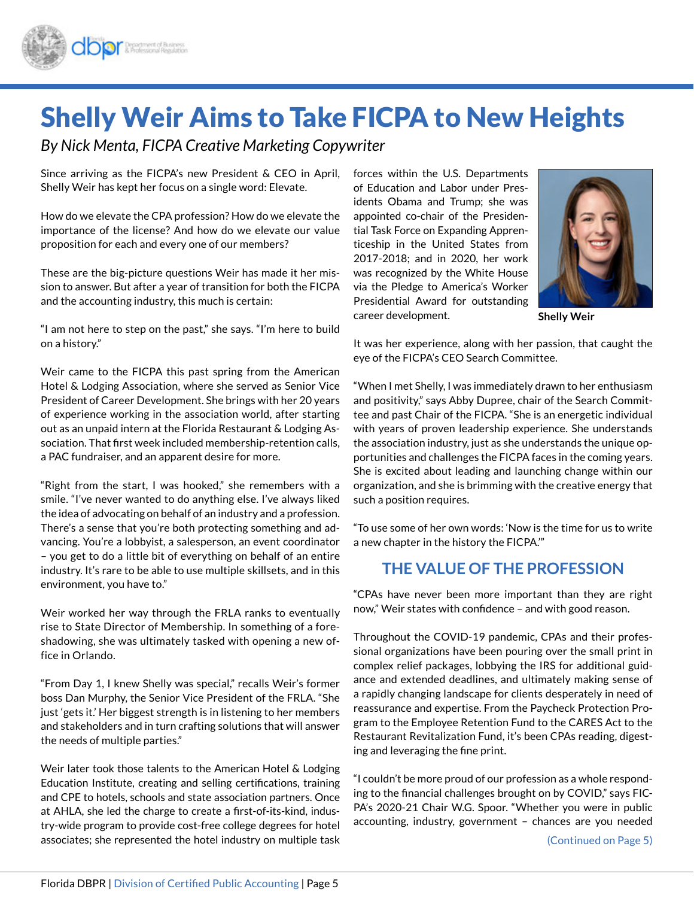# Shelly Weir Aims to Take FICPA to New Heights

*By Nick Menta, FICPA Creative Marketing Copywriter*

Since arriving as the FICPA's new President & CEO in April, Shelly Weir has kept her focus on a single word: Elevate.

How do we elevate the CPA profession? How do we elevate the importance of the license? And how do we elevate our value proposition for each and every one of our members?

These are the big-picture questions Weir has made it her mission to answer. But after a year of transition for both the FICPA and the accounting industry, this much is certain:

"I am not here to step on the past," she says. "I'm here to build on a history."

Weir came to the FICPA this past spring from the American Hotel & Lodging Association, where she served as Senior Vice President of Career Development. She brings with her 20 years of experience working in the association world, after starting out as an unpaid intern at the Florida Restaurant & Lodging Association. That first week included membership-retention calls, a PAC fundraiser, and an apparent desire for more.

"Right from the start, I was hooked," she remembers with a smile. "I've never wanted to do anything else. I've always liked the idea of advocating on behalf of an industry and a profession. There's a sense that you're both protecting something and advancing. You're a lobbyist, a salesperson, an event coordinator – you get to do a little bit of everything on behalf of an entire industry. It's rare to be able to use multiple skillsets, and in this environment, you have to."

Weir worked her way through the FRLA ranks to eventually rise to State Director of Membership. In something of a foreshadowing, she was ultimately tasked with opening a new office in Orlando.

"From Day 1, I knew Shelly was special," recalls Weir's former boss Dan Murphy, the Senior Vice President of the FRLA. "She just 'gets it.' Her biggest strength is in listening to her members and stakeholders and in turn crafting solutions that will answer the needs of multiple parties."

Weir later took those talents to the American Hotel & Lodging Education Institute, creating and selling certifications, training and CPE to hotels, schools and state association partners. Once at AHLA, she led the charge to create a first-of-its-kind, industry-wide program to provide cost-free college degrees for hotel associates; she represented the hotel industry on multiple task forces within the U.S. Departments of Education and Labor under Presidents Obama and Trump; she was appointed co-chair of the Presidential Task Force on Expanding Apprenticeship in the United States from 2017-2018; and in 2020, her work was recognized by the White House via the Pledge to America's Worker Presidential Award for outstanding career development.

**Shelly Weir**

It was her experience, along with her passion, that caught the eye of the FICPA's CEO Search Committee.

"When I met Shelly, I was immediately drawn to her enthusiasm and positivity," says Abby Dupree, chair of the Search Committee and past Chair of the FICPA. "She is an energetic individual with years of proven leadership experience. She understands the association industry, just as she understands the unique opportunities and challenges the FICPA faces in the coming years. She is excited about leading and launching change within our organization, and she is brimming with the creative energy that such a position requires.

"To use some of her own words: 'Now is the time for us to write a new chapter in the history the FICPA.'"

## THE VALUE OF THE PROFESSION

"CPAs have never been more important than they are right now," Weir states with confidence – and with good reason.

Throughout the COVID-19 pandemic, CPAs and their professional organizations have been pouring over the small print in complex relief packages, lobbying the IRS for additional guidance and extended deadlines, and ultimately making sense of a rapidly changing landscape for clients desperately in need of reassurance and expertise. From the Paycheck Protection Program to the Employee Retention Fund to the CARES Act to the Restaurant Revitalization Fund, it's been CPAs reading, digesting and leveraging the fine print.

"I couldn't be more proud of our profession as a whole responding to the financial challenges brought on by COVID," says FICPA's 2020-21 Chair W.G. Spoor. "Whether you were in public accounting, industry, government – chances are you needed

(Continued on Page 5)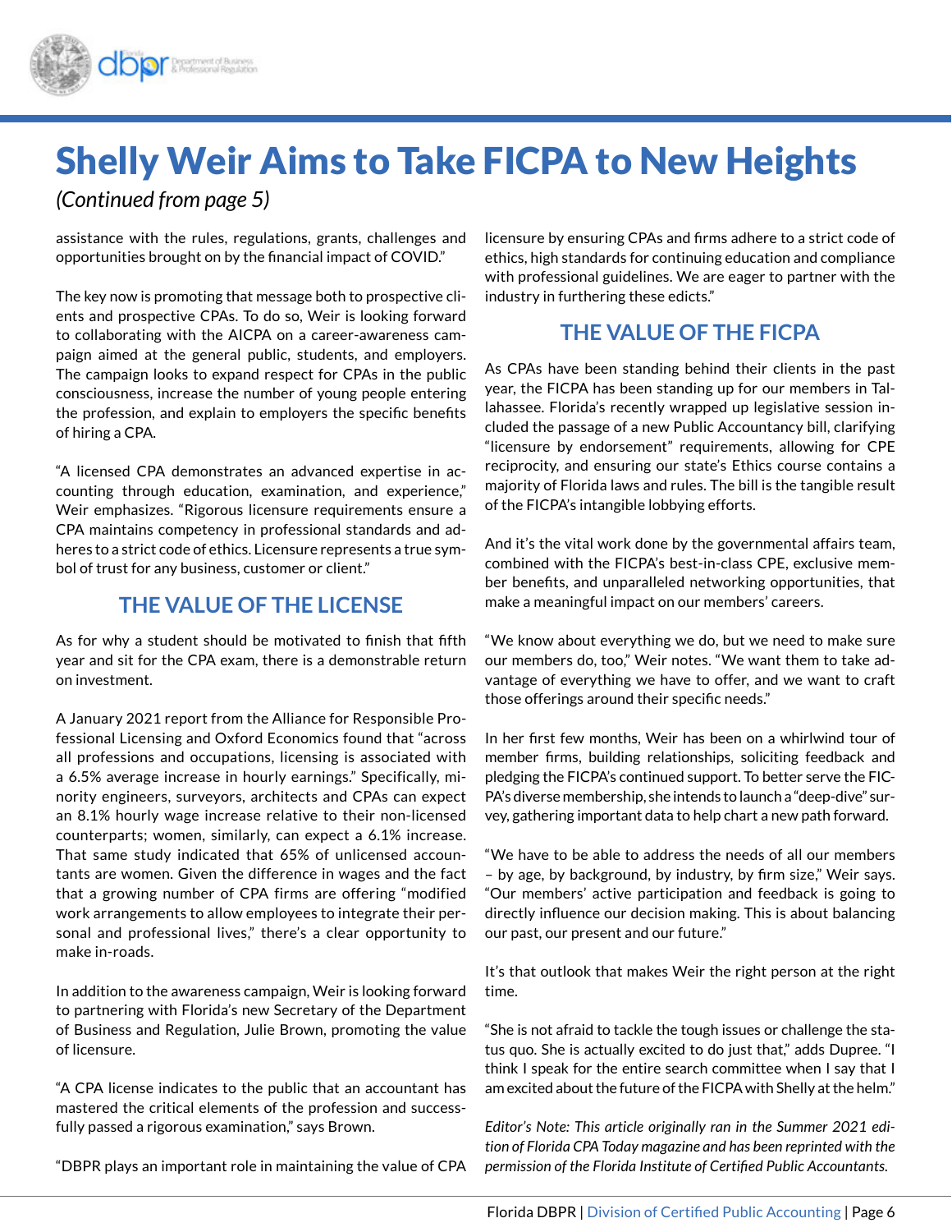# Shelly Weir Aims to Take FICPA to New Heights

*(Continued from page 5)*

assistance with the rules, regulations, grants, challenges and opportunities brought on by the financial impact of COVID."

The key now is promoting that message both to prospective clients and prospective CPAs. To do so, Weir is looking forward to collaborating with the AICPA on a career-awareness campaign aimed at the general public, students, and employers. The campaign looks to expand respect for CPAs in the public consciousness, increase the number of young people entering the profession, and explain to employers the specific benefits of hiring a CPA.

"A licensed CPA demonstrates an advanced expertise in accounting through education, examination, and experience," Weir emphasizes. "Rigorous licensure requirements ensure a CPA maintains competency in professional standards and adheres to a strict code of ethics. Licensure represents a true symbol of trust for any business, customer or client."

## THE VALUE OF THE LICENSE

As for why a student should be motivated to finish that fifth year and sit for the CPA exam, there is a demonstrable return on investment.

A January 2021 report from the Alliance for Responsible Professional Licensing and Oxford Economics found that "across all professions and occupations, licensing is associated with a 6.5% average increase in hourly earnings." Specifically, minority engineers, surveyors, architects and CPAs can expect an 8.1% hourly wage increase relative to their non-licensed counterparts; women, similarly, can expect a 6.1% increase. That same study indicated that 65% of unlicensed accountants are women. Given the difference in wages and the fact that a growing number of CPA firms are offering "modified work arrangements to allow employees to integrate their personal and professional lives," there's a clear opportunity to make in-roads.

In addition to the awareness campaign, Weir is looking forward to partnering with Florida's new Secretary of the Department of Business and Regulation, Julie Brown, promoting the value of licensure.

"A CPA license indicates to the public that an accountant has mastered the critical elements of the profession and successfully passed a rigorous examination," says Brown.

"DBPR plays an important role in maintaining the value of CPA licensure by ensuring CPAs and firms adhere to a strict code of ethics, high standards for continuing education and compliance with professional guidelines. We are eager to partner with the industry in furthering these edicts."

## THE VALUE OF THE FICPA

As CPAs have been standing behind their clients in the past year, the FICPA has been standing up for our members in Tallahassee. Florida's recently wrapped up legislative session included the passage of a new Public Accountancy bill, clarifying "licensure by endorsement" requirements, allowing for CPE reciprocity, and ensuring our state's Ethics course contains a majority of Florida laws and rules. The bill is the tangible result of the FICPA's intangible lobbying efforts.

And it's the vital work done by the governmental affairs team, combined with the FICPA's best-in-class CPE, exclusive member benefits, and unparalleled networking opportunities, that make a meaningful impact on our members' careers.

"We know about everything we do, but we need to make sure our members do, too," Weir notes. "We want them to take advantage of everything we have to offer, and we want to craft those offerings around their specific needs."

In her first few months, Weir has been on a whirlwind tour of member firms, building relationships, soliciting feedback and pledging the FICPA's continued support. To better serve the FICPA's diverse membership, she intends to launch a "deep-dive" survey, gathering important data to help chart a new path forward.

"We have to be able to address the needs of all our members – by age, by background, by industry, by firm size," Weir says. "Our members' active participation and feedback is going to directly influence our decision making. This is about balancing our past, our present and our future."

It's that outlook that makes Weir the right person at the right time.

"She is not afraid to tackle the tough issues or challenge the status quo. She is actually excited to do just that," adds Dupree. "I think I speak for the entire search committee when I say that I am excited about the future of the FICPA with Shelly at the helm."

*Editor's Note: This article originally ran in the Summer 2021 edition of Florida CPA Today magazine and has been reprinted with the permission of the Florida Institute of Certified Public Accountants.*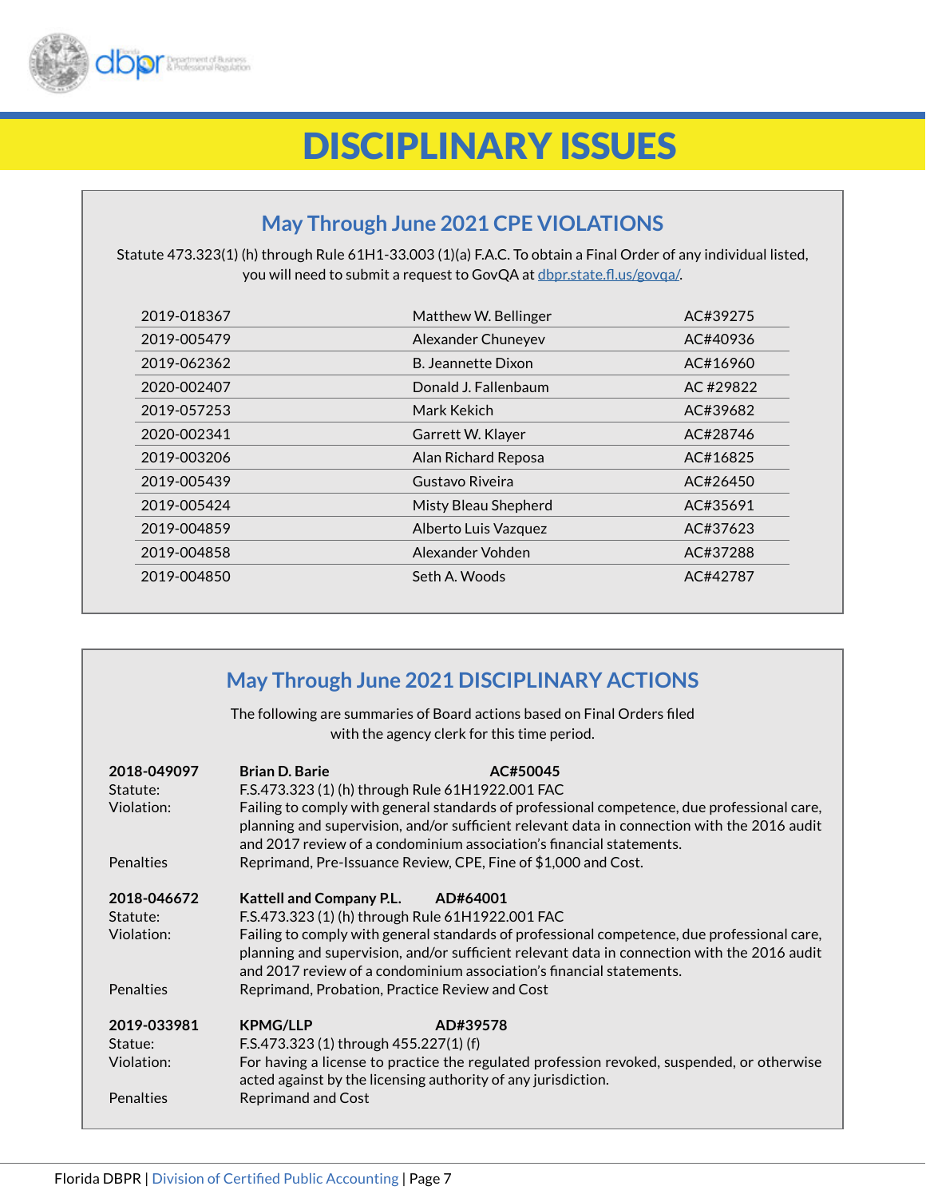# DISCIPLINARY ISSUES

## May Through June 2021 CPE VIOLATIONS

Statute 473.323(1) (h) through Rule 61H1-33.003 (1)(a) F.A.C. To obtain a Final Order of any individual listed, you will need to submit a request to GovQA at dbpr.state.fl.us/govqa/.

| | | |
|---|---|---|
| 2019-018367 | Matthew W. Bellinger | AC#39275 |
| 2019-005479 | Alexander Chuneyev | AC#40936 |
| 2019-062362 | B. Jeannette Dixon | AC#16960 |
| 2020-002407 | Donald J. Fallenbaum | AC #29822 |
| 2019-057253 | Mark Kekich | AC#39682 |
| 2020-002341 | Garrett W. Klayer | AC#28746 |
| 2019-003206 | Alan Richard Reposa | AC#16825 |
| 2019-005439 | Gustavo Riveira | AC#26450 |
| 2019-005424 | Misty Bleau Shepherd | AC#35691 |
| 2019-004859 | Alberto Luis Vazquez | AC#37623 |
| 2019-004858 | Alexander Vohden | AC#37288 |
| 2019-004850 | Seth A. Woods | AC#42787 |

## May Through June 2021 DISCIPLINARY ACTIONS

The following are summaries of Board actions based on Final Orders filed with the agency clerk for this time period.

**2018-049097** **Brian D. Barie** **AC#50045**
Statute: F.S.473.323 (1) (h) through Rule 61H1922.001 FAC
Violation: Failing to comply with general standards of professional competence, due professional care, planning and supervision, and/or sufficient relevant data in connection with the 2016 audit and 2017 review of a condominium association's financial statements.
Penalties: Reprimand, Pre-Issuance Review, CPE, Fine of $1,000 and Cost.

**2018-046672** **Kattell and Company P.L.** **AD#64001**
Statute: F.S.473.323 (1) (h) through Rule 61H1922.001 FAC
Violation: Failing to comply with general standards of professional competence, due professional care, planning and supervision, and/or sufficient relevant data in connection with the 2016 audit and 2017 review of a condominium association's financial statements.
Penalties: Reprimand, Probation, Practice Review and Cost

**2019-033981** **KPMG/LLP** **AD#39578**
Statue: F.S.473.323 (1) through 455.227(1) (f)
Violation: For having a license to practice the regulated profession revoked, suspended, or otherwise acted against by the licensing authority of any jurisdiction.
Penalties: Reprimand and Cost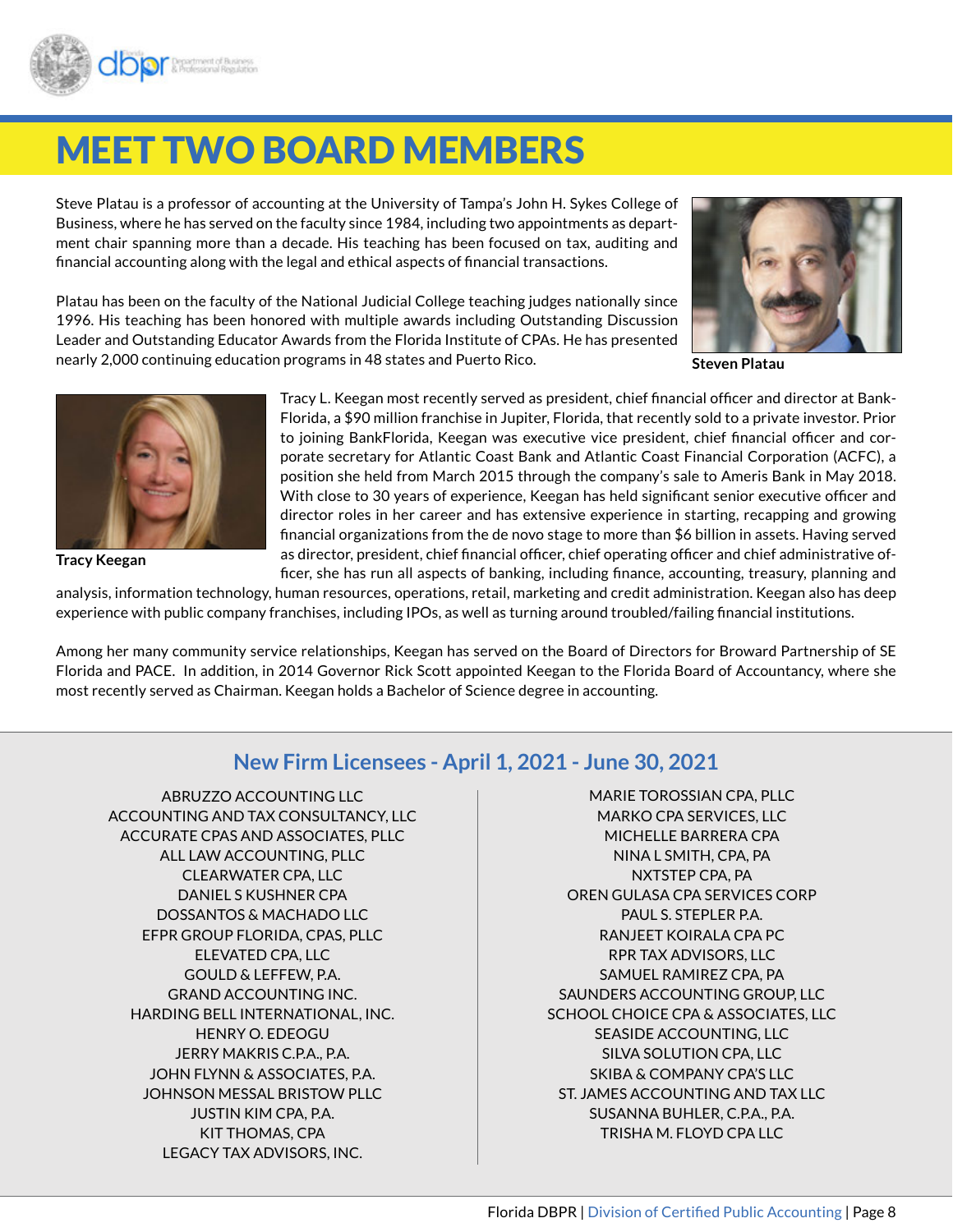# MEET TWO BOARD MEMBERS

Steve Platau is a professor of accounting at the University of Tampa's John H. Sykes College of Business, where he has served on the faculty since 1984, including two appointments as department chair spanning more than a decade. His teaching has been focused on tax, auditing and financial accounting along with the legal and ethical aspects of financial transactions.

Platau has been on the faculty of the National Judicial College teaching judges nationally since 1996. His teaching has been honored with multiple awards including Outstanding Discussion Leader and Outstanding Educator Awards from the Florida Institute of CPAs. He has presented nearly 2,000 continuing education programs in 48 states and Puerto Rico.

**Steven Platau**

**Tracy Keegan**

Tracy L. Keegan most recently served as president, chief financial officer and director at BankFlorida, a $90 million franchise in Jupiter, Florida, that recently sold to a private investor. Prior to joining BankFlorida, Keegan was executive vice president, chief financial officer and corporate secretary for Atlantic Coast Bank and Atlantic Coast Financial Corporation (ACFC), a position she held from March 2015 through the company's sale to Ameris Bank in May 2018. With close to 30 years of experience, Keegan has held significant senior executive officer and director roles in her career and has extensive experience in starting, recapping and growing financial organizations from the de novo stage to more than $6 billion in assets. Having served as director, president, chief financial officer, chief operating officer and chief administrative officer, she has run all aspects of banking, including finance, accounting, treasury, planning and analysis, information technology, human resources, operations, retail, marketing and credit administration. Keegan also has deep experience with public company franchises, including IPOs, as well as turning around troubled/failing financial institutions.

Among her many community service relationships, Keegan has served on the Board of Directors for Broward Partnership of SE Florida and PACE. In addition, in 2014 Governor Rick Scott appointed Keegan to the Florida Board of Accountancy, where she most recently served as Chairman. Keegan holds a Bachelor of Science degree in accounting.

## New Firm Licensees - April 1, 2021 - June 30, 2021

ABRUZZO ACCOUNTING LLC
ACCOUNTING AND TAX CONSULTANCY, LLC
ACCURATE CPAS AND ASSOCIATES, PLLC
ALL LAW ACCOUNTING, PLLC
CLEARWATER CPA, LLC
DANIEL S KUSHNER CPA
DOSSANTOS & MACHADO LLC
EFPR GROUP FLORIDA, CPAS, PLLC
ELEVATED CPA, LLC
GOULD & LEFFEW, P.A.
GRAND ACCOUNTING INC.
HARDING BELL INTERNATIONAL, INC.
HENRY O. EDEOGU
JERRY MAKRIS C.P.A., P.A.
JOHN FLYNN & ASSOCIATES, P.A.
JOHNSON MESSAL BRISTOW PLLC
JUSTIN KIM CPA, P.A.
KIT THOMAS, CPA
LEGACY TAX ADVISORS, INC.
MARIE TOROSSIAN CPA, PLLC
MARKO CPA SERVICES, LLC
MICHELLE BARRERA CPA
NINA L SMITH, CPA, PA
NXTSTEP CPA, PA
OREN GULASA CPA SERVICES CORP
PAUL S. STEPLER P.A.
RANJEET KOIRALA CPA PC
RPR TAX ADVISORS, LLC
SAMUEL RAMIREZ CPA, PA
SAUNDERS ACCOUNTING GROUP, LLC
SCHOOL CHOICE CPA & ASSOCIATES, LLC
SEASIDE ACCOUNTING, LLC
SILVA SOLUTION CPA, LLC
SKIBA & COMPANY CPA'S LLC
ST. JAMES ACCOUNTING AND TAX LLC
SUSANNA BUHLER, C.P.A., P.A.
TRISHA M. FLOYD CPA LLC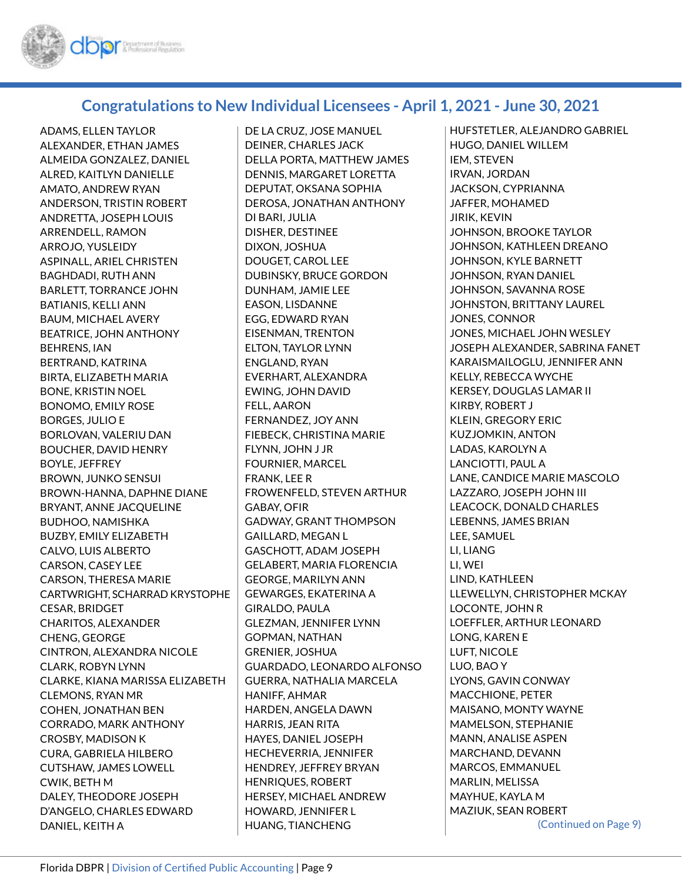## Congratulations to New Individual Licensees - April 1, 2021 - June 30, 2021

ADAMS, ELLEN TAYLOR
ALEXANDER, ETHAN JAMES
ALMEIDA GONZALEZ, DANIEL
ALRED, KAITLYN DANIELLE
AMATO, ANDREW RYAN
ANDERSON, TRISTIN ROBERT
ANDRETTA, JOSEPH LOUIS
ARRENDELL, RAMON
ARROJO, YUSLEIDY
ASPINALL, ARIEL CHRISTEN
BAGHDADI, RUTH ANN
BARLETT, TORRANCE JOHN
BATIANIS, KELLI ANN
BAUM, MICHAEL AVERY
BEATRICE, JOHN ANTHONY
BEHRENS, IAN
BERTRAND, KATRINA
BIRTA, ELIZABETH MARIA
BONE, KRISTIN NOEL
BONOMO, EMILY ROSE
BORGES, JULIO E
BORLOVAN, VALERIU DAN
BOUCHER, DAVID HENRY
BOYLE, JEFFREY
BROWN, JUNKO SENSUI
BROWN-HANNA, DAPHNE DIANE
BRYANT, ANNE JACQUELINE
BUDHOO, NAMISHKA
BUZBY, EMILY ELIZABETH
CALVO, LUIS ALBERTO
CARSON, CASEY LEE
CARSON, THERESA MARIE
CARTWRIGHT, SCHARRAD KRYSTOPHE
CESAR, BRIDGET
CHARITOS, ALEXANDER
CHENG, GEORGE
CINTRON, ALEXANDRA NICOLE
CLARK, ROBYN LYNN
CLARKE, KIANA MARISSA ELIZABETH
CLEMONS, RYAN MR
COHEN, JONATHAN BEN
CORRADO, MARK ANTHONY
CROSBY, MADISON K
CURA, GABRIELA HILBERO
CUTSHAW, JAMES LOWELL
CWIK, BETH M
DALEY, THEODORE JOSEPH
D'ANGELO, CHARLES EDWARD
DANIEL, KEITH A
DE LA CRUZ, JOSE MANUEL
DEINER, CHARLES JACK
DELLA PORTA, MATTHEW JAMES
DENNIS, MARGARET LORETTA
DEPUTAT, OKSANA SOPHIA
DEROSA, JONATHAN ANTHONY
DI BARI, JULIA
DISHER, DESTINEE
DIXON, JOSHUA
DOUGET, CAROL LEE
DUBINSKY, BRUCE GORDON
DUNHAM, JAMIE LEE
EASON, LISDANNE
EGG, EDWARD RYAN
EISENMAN, TRENTON
ELTON, TAYLOR LYNN
ENGLAND, RYAN
EVERHART, ALEXANDRA
EWING, JOHN DAVID
FELL, AARON
FERNANDEZ, JOY ANN
FIEBECK, CHRISTINA MARIE
FLYNN, JOHN J JR
FOURNIER, MARCEL
FRANK, LEE R
FROWENFELD, STEVEN ARTHUR
GABAY, OFIR
GADWAY, GRANT THOMPSON
GAILLARD, MEGAN L
GASCHOTT, ADAM JOSEPH
GELABERT, MARIA FLORENCIA
GEORGE, MARILYN ANN
GEWARGES, EKATERINA A
GIRALDO, PAULA
GLEZMAN, JENNIFER LYNN
GOPMAN, NATHAN
GRENIER, JOSHUA
GUARDADO, LEONARDO ALFONSO
GUERRA, NATHALIA MARCELA
HANIFF, AHMAR
HARDEN, ANGELA DAWN
HARRIS, JEAN RITA
HAYES, DANIEL JOSEPH
HECHEVERRIA, JENNIFER
HENDREY, JEFFREY BRYAN
HENRIQUES, ROBERT
HERSEY, MICHAEL ANDREW
HOWARD, JENNIFER L
HUANG, TIANCHENG
HUFSTETLER, ALEJANDRO GABRIEL
HUGO, DANIEL WILLEM
IEM, STEVEN
IRVAN, JORDAN
JACKSON, CYPRIANNA
JAFFER, MOHAMED
JIRIK, KEVIN
JOHNSON, BROOKE TAYLOR
JOHNSON, KATHLEEN DREANO
JOHNSON, KYLE BARNETT
JOHNSON, RYAN DANIEL
JOHNSON, SAVANNA ROSE
JOHNSTON, BRITTANY LAUREL
JONES, CONNOR
JONES, MICHAEL JOHN WESLEY
JOSEPH ALEXANDER, SABRINA FANET
KARAISMAILOGLU, JENNIFER ANN
KELLY, REBECCA WYCHE
KERSEY, DOUGLAS LAMAR II
KIRBY, ROBERT J
KLEIN, GREGORY ERIC
KUZJOMKIN, ANTON
LADAS, KAROLYN A
LANCIOTTI, PAUL A
LANE, CANDICE MARIE MASCOLO
LAZZARO, JOSEPH JOHN III
LEACOCK, DONALD CHARLES
LEBENNS, JAMES BRIAN
LEE, SAMUEL
LI, LIANG
LI, WEI
LIND, KATHLEEN
LLEWELLYN, CHRISTOPHER MCKAY
LOCONTE, JOHN R
LOEFFLER, ARTHUR LEONARD
LONG, KAREN E
LUFT, NICOLE
LUO, BAO Y
LYONS, GAVIN CONWAY
MACCHIONE, PETER
MAISANO, MONTY WAYNE
MAMELSON, STEPHANIE
MANN, ANALISE ASPEN
MARCHAND, DEVANN
MARCOS, EMMANUEL
MARLIN, MELISSA
MAYHUE, KAYLA M
MAZIUK, SEAN ROBERT

(Continued on Page 9)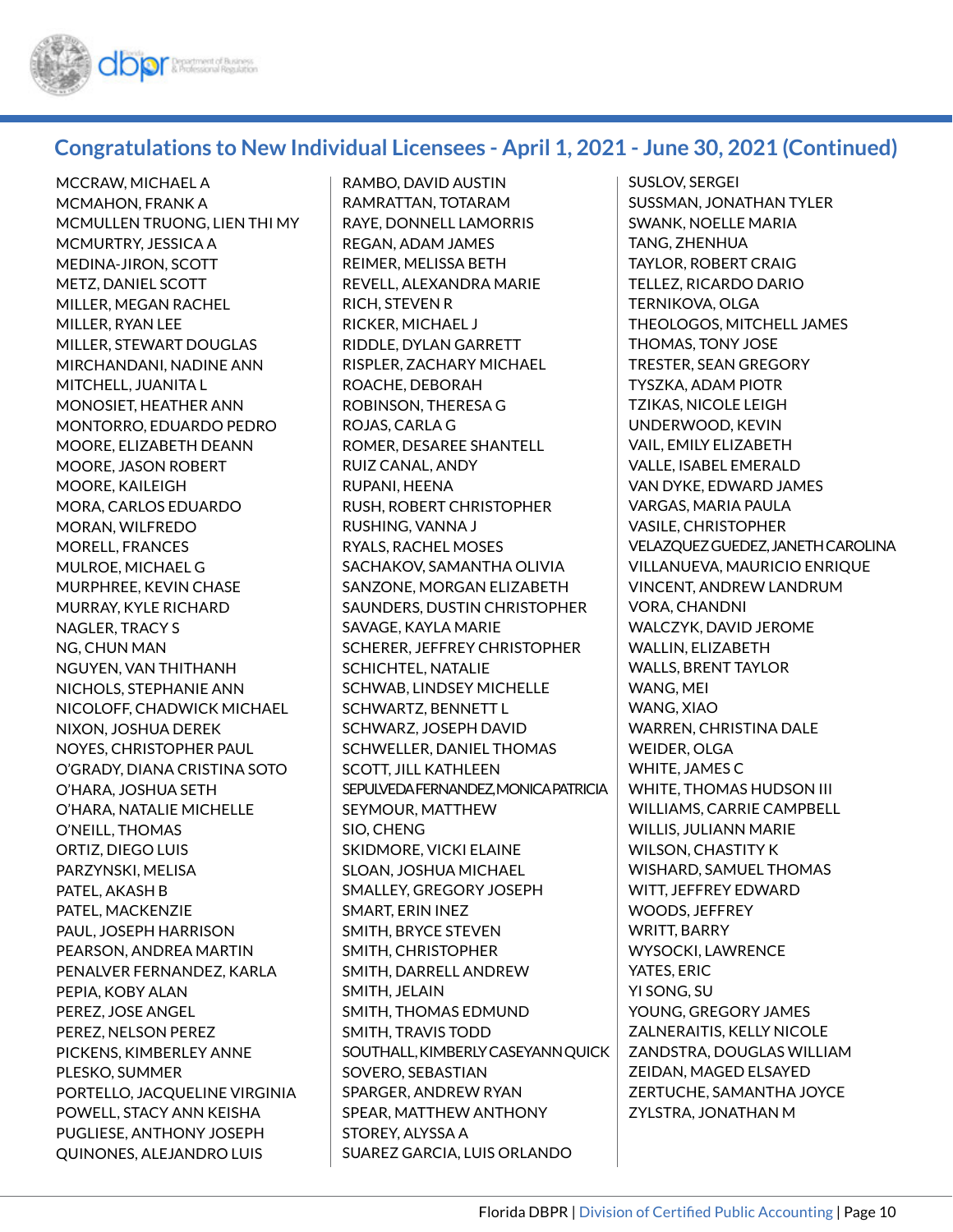## Congratulations to New Individual Licensees - April 1, 2021 - June 30, 2021 (Continued)

MCCRAW, MICHAEL A
MCMAHON, FRANK A
MCMULLEN TRUONG, LIEN THI MY
MCMURTRY, JESSICA A
MEDINA-JIRON, SCOTT
METZ, DANIEL SCOTT
MILLER, MEGAN RACHEL
MILLER, RYAN LEE
MILLER, STEWART DOUGLAS
MIRCHANDANI, NADINE ANN
MITCHELL, JUANITA L
MONOSIET, HEATHER ANN
MONTORRO, EDUARDO PEDRO
MOORE, ELIZABETH DEANN
MOORE, JASON ROBERT
MOORE, KAILEIGH
MORA, CARLOS EDUARDO
MORAN, WILFREDO
MORELL, FRANCES
MULROE, MICHAEL G
MURPHREE, KEVIN CHASE
MURRAY, KYLE RICHARD
NAGLER, TRACY S
NG, CHUN MAN
NGUYEN, VAN THITHANH
NICHOLS, STEPHANIE ANN
NICOLOFF, CHADWICK MICHAEL
NIXON, JOSHUA DEREK
NOYES, CHRISTOPHER PAUL
O'GRADY, DIANA CRISTINA SOTO
O'HARA, JOSHUA SETH
O'HARA, NATALIE MICHELLE
O'NEILL, THOMAS
ORTIZ, DIEGO LUIS
PARZYNSKI, MELISA
PATEL, AKASH B
PATEL, MACKENZIE
PAUL, JOSEPH HARRISON
PEARSON, ANDREA MARTIN
PENALVER FERNANDEZ, KARLA
PEPIA, KOBY ALAN
PEREZ, JOSE ANGEL
PEREZ, NELSON PEREZ
PICKENS, KIMBERLEY ANNE
PLESKO, SUMMER
PORTELLO, JACQUELINE VIRGINIA
POWELL, STACY ANN KEISHA
PUGLIESE, ANTHONY JOSEPH
QUINONES, ALEJANDRO LUIS
RAMBO, DAVID AUSTIN
RAMRATTAN, TOTARAM
RAYE, DONNELL LAMORRIS
REGAN, ADAM JAMES
REIMER, MELISSA BETH
REVELL, ALEXANDRA MARIE
RICH, STEVEN R
RICKER, MICHAEL J
RIDDLE, DYLAN GARRETT
RISPLER, ZACHARY MICHAEL
ROACHE, DEBORAH
ROBINSON, THERESA G
ROJAS, CARLA G
ROMER, DESAREE SHANTELL
RUIZ CANAL, ANDY
RUPANI, HEENA
RUSH, ROBERT CHRISTOPHER
RUSHING, VANNA J
RYALS, RACHEL MOSES
SACHAKOV, SAMANTHA OLIVIA
SANZONE, MORGAN ELIZABETH
SAUNDERS, DUSTIN CHRISTOPHER
SAVAGE, KAYLA MARIE
SCHERER, JEFFREY CHRISTOPHER
SCHICHTEL, NATALIE
SCHWAB, LINDSEY MICHELLE
SCHWARTZ, BENNETT L
SCHWARZ, JOSEPH DAVID
SCHWELLER, DANIEL THOMAS
SCOTT, JILL KATHLEEN
SEPULVEDA FERNANDEZ, MONICA PATRICIA
SEYMOUR, MATTHEW
SIO, CHENG
SKIDMORE, VICKI ELAINE
SLOAN, JOSHUA MICHAEL
SMALLEY, GREGORY JOSEPH
SMART, ERIN INEZ
SMITH, BRYCE STEVEN
SMITH, CHRISTOPHER
SMITH, DARRELL ANDREW
SMITH, JELAIN
SMITH, THOMAS EDMUND
SMITH, TRAVIS TODD
SOUTHALL, KIMBERLY CASEYANN QUICK
SOVERO, SEBASTIAN
SPARGER, ANDREW RYAN
SPEAR, MATTHEW ANTHONY
STOREY, ALYSSA A
SUAREZ GARCIA, LUIS ORLANDO
SUSLOV, SERGEI
SUSSMAN, JONATHAN TYLER
SWANK, NOELLE MARIA
TANG, ZHENHUA
TAYLOR, ROBERT CRAIG
TELLEZ, RICARDO DARIO
TERNIKOVA, OLGA
THEOLOGOS, MITCHELL JAMES
THOMAS, TONY JOSE
TRESTER, SEAN GREGORY
TYSZKA, ADAM PIOTR
TZIKAS, NICOLE LEIGH
UNDERWOOD, KEVIN
VAIL, EMILY ELIZABETH
VALLE, ISABEL EMERALD
VAN DYKE, EDWARD JAMES
VARGAS, MARIA PAULA
VASILE, CHRISTOPHER
VELAZQUEZ GUEDEZ, JANETH CAROLINA
VILLANUEVA, MAURICIO ENRIQUE
VINCENT, ANDREW LANDRUM
VORA, CHANDNI
WALCZYK, DAVID JEROME
WALLIN, ELIZABETH
WALLS, BRENT TAYLOR
WANG, MEI
WANG, XIAO
WARREN, CHRISTINA DALE
WEIDER, OLGA
WHITE, JAMES C
WHITE, THOMAS HUDSON III
WILLIAMS, CARRIE CAMPBELL
WILLIS, JULIANN MARIE
WILSON, CHASTITY K
WISHARD, SAMUEL THOMAS
WITT, JEFFREY EDWARD
WOODS, JEFFREY
WRITT, BARRY
WYSOCKI, LAWRENCE
YATES, ERIC
YI SONG, SU
YOUNG, GREGORY JAMES
ZALNERAITIS, KELLY NICOLE
ZANDSTRA, DOUGLAS WILLIAM
ZEIDAN, MAGED ELSAYED
ZERTUCHE, SAMANTHA JOYCE
ZYLSTRA, JONATHAN M